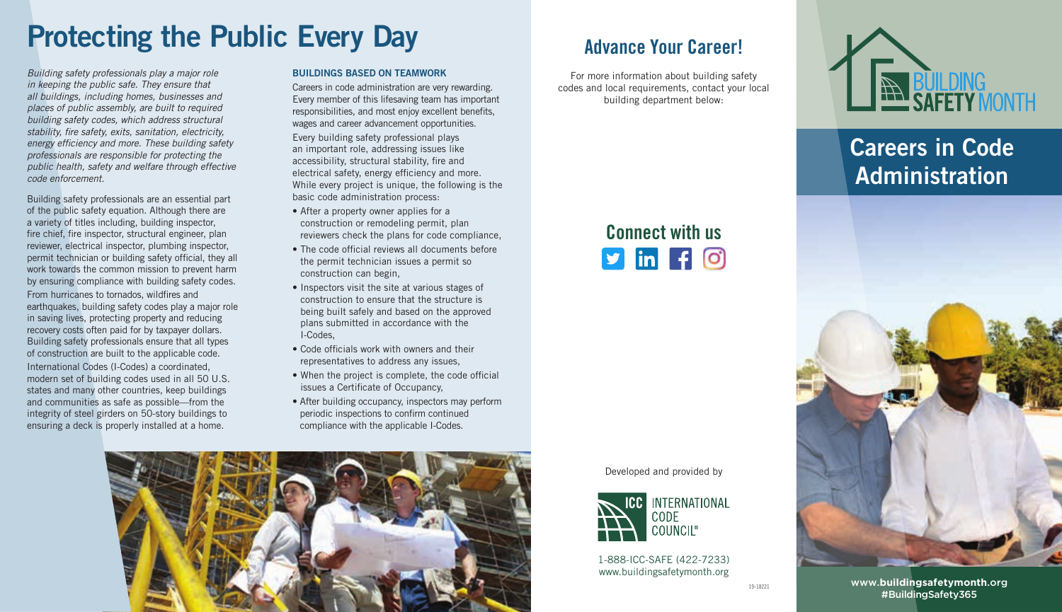# Protecting the Public Every Day

*Building safety professionals play a major role in keeping the public safe. They ensure that all buildings, including homes, businesses and places of public assembly, are built to required building safety codes, which address structural stability, fire safety, exits, sanitation, electricity, energy efficiency and more. These building safety professionals are responsible for protecting the public health, safety and welfare through effective code enforcement.*

Building safety professionals are an essential part of the public safety equation. Although there are a variety of titles including, building inspector, fire chief, fire inspector, structural engineer, plan reviewer, electrical inspector, plumbing inspector, permit technician or building safety official, they all work towards the common mission to prevent harm by ensuring compliance with building safety codes.

From hurricanes to tornados, wildfires and earthquakes, building safety codes play a major role in saving lives, protecting property and reducing recovery costs often paid for by taxpayer dollars. Building safety professionals ensure that all types of construction are built to the applicable code.

International Codes (I-Codes) a coordinated, modern set of building codes used in all 50 U.S. states and many other countries, keep buildings and communities as safe as possible—from the integrity of steel girders on 50-story buildings to ensuring a deck is properly installed at a home.

### BUILDINGS BASED ON TEAMWORK

Careers in code administration are very rewarding. Every member of this lifesaving team has important responsibilities, and most enjoy excellent benefits, wages and career advancement opportunities.

Every building safety professional plays an important role, addressing issues like accessibility, structural stability, fire and electrical safety, energy efficiency and more. While every project is unique, the following is the basic code administration process:

- After a property owner applies for a construction or remodeling permit, plan reviewers check the plans for code compliance,
- The code official reviews all documents before the permit technician issues a permit so construction can begin,
- Inspectors visit the site at various stages of construction to ensure that the structure is being built safely and based on the approved plans submitted in accordance with the I-Codes,
- Code officials work with owners and their representatives to address any issues,
- When the project is complete, the code official issues a Certificate of Occupancy,
- After building occupancy, inspectors may perform periodic inspections to confirm continued compliance with the applicable I-Codes.

## Advance Your Career!

For more information about building safety codes and local requirements, contact your local building department below:

## Connect with us

Developed and provided by

ICC INTERNATIONAL CODE COUNCIL®

1-888-ICC-SAFE (422-7233)
www.buildingsafetymonth.org

19-18221

BUILDING SAFETY MONTH

# Careers in Code Administration

www.**buildingsafetymonth**.org
#BuildingSafety365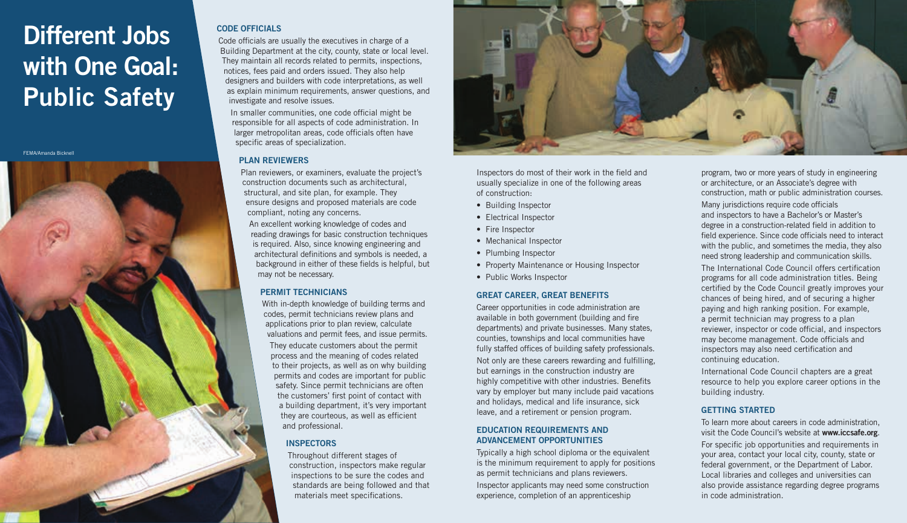# Different Jobs with One Goal: Public Safety

FEMA/Amanda Bicknell

### CODE OFFICIALS

Code officials are usually the executives in charge of a Building Department at the city, county, state or local level. They maintain all records related to permits, inspections, notices, fees paid and orders issued. They also help designers and builders with code interpretations, as well as explain minimum requirements, answer questions, and investigate and resolve issues.

In smaller communities, one code official might be responsible for all aspects of code administration. In larger metropolitan areas, code officials often have specific areas of specialization.

### PLAN REVIEWERS

Plan reviewers, or examiners, evaluate the project's construction documents such as architectural, structural, and site plan, for example. They ensure designs and proposed materials are code compliant, noting any concerns.

An excellent working knowledge of codes and reading drawings for basic construction techniques is required. Also, since knowing engineering and architectural definitions and symbols is needed, a background in either of these fields is helpful, but may not be necessary.

### PERMIT TECHNICIANS

With in-depth knowledge of building terms and codes, permit technicians review plans and applications prior to plan review, calculate valuations and permit fees, and issue permits.

They educate customers about the permit process and the meaning of codes related to their projects, as well as on why building permits and codes are important for public safety. Since permit technicians are often the customers' first point of contact with a building department, it's very important they are courteous, as well as efficient and professional.

### INSPECTORS

Throughout different stages of construction, inspectors make regular inspections to be sure the codes and standards are being followed and that materials meet specifications.

Inspectors do most of their work in the field and usually specialize in one of the following areas of construction:

- Building Inspector
- Electrical Inspector
- Fire Inspector
- Mechanical Inspector
- Plumbing Inspector
- Property Maintenance or Housing Inspector
- Public Works Inspector

### GREAT CAREER, GREAT BENEFITS

Career opportunities in code administration are available in both government (building and fire departments) and private businesses. Many states, counties, townships and local communities have fully staffed offices of building safety professionals.

Not only are these careers rewarding and fulfilling, but earnings in the construction industry are highly competitive with other industries. Benefits vary by employer but many include paid vacations and holidays, medical and life insurance, sick leave, and a retirement or pension program.

### EDUCATION REQUIREMENTS AND ADVANCEMENT OPPORTUNITIES

Typically a high school diploma or the equivalent is the minimum requirement to apply for positions as permit technicians and plans reviewers.

Inspector applicants may need some construction experience, completion of an apprenticeship program, two or more years of study in engineering or architecture, or an Associate's degree with construction, math or public administration courses.

Many jurisdictions require code officials and inspectors to have a Bachelor's or Master's degree in a construction-related field in addition to field experience. Since code officials need to interact with the public, and sometimes the media, they also need strong leadership and communication skills.

The International Code Council offers certification programs for all code administration titles. Being certified by the Code Council greatly improves your chances of being hired, and of securing a higher paying and high ranking position. For example, a permit technician may progress to a plan reviewer, inspector or code official, and inspectors may become management. Code officials and inspectors may also need certification and continuing education.

International Code Council chapters are a great resource to help you explore career options in the building industry.

### GETTING STARTED

To learn more about careers in code administration, visit the Code Council's website at **www.iccsafe.org**.

For specific job opportunities and requirements in your area, contact your local city, county, state or federal government, or the Department of Labor. Local libraries and colleges and universities can also provide assistance regarding degree programs in code administration.